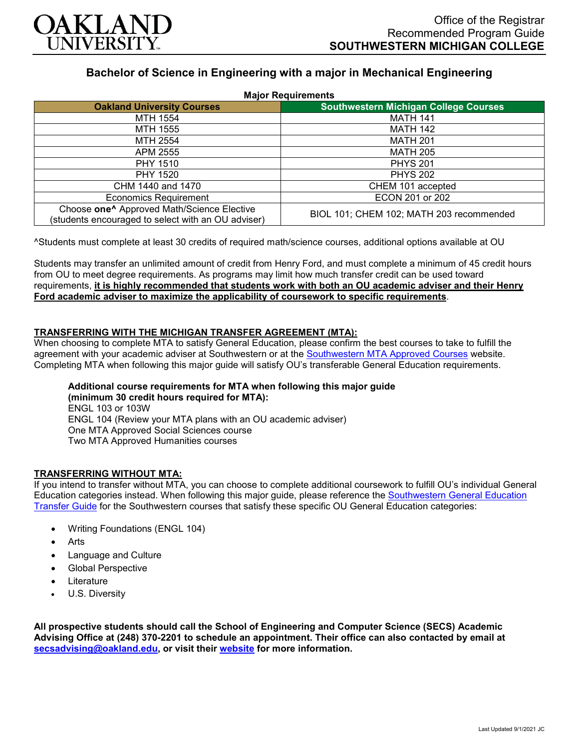OAKLAND UNIVERSITY

Office of the Registrar
Recommended Program Guide
**SOUTHWESTERN MICHIGAN COLLEGE**

## Bachelor of Science in Engineering with a major in Mechanical Engineering

**Major Requirements**

| Oakland University Courses | Southwestern Michigan College Courses |
|---|---|
| MTH 1554 | MATH 141 |
| MTH 1555 | MATH 142 |
| MTH 2554 | MATH 201 |
| APM 2555 | MATH 205 |
| PHY 1510 | PHYS 201 |
| PHY 1520 | PHYS 202 |
| CHM 1440 and 1470 | CHEM 101 accepted |
| Economics Requirement | ECON 201 or 202 |
| Choose **one^** Approved Math/Science Elective (students encouraged to select with an OU adviser) | BIOL 101; CHEM 102; MATH 203 recommended |

^Students must complete at least 30 credits of required math/science courses, additional options available at OU

Students may transfer an unlimited amount of credit from Henry Ford, and must complete a minimum of 45 credit hours from OU to meet degree requirements. As programs may limit how much transfer credit can be used toward requirements, **it is highly recommended that students work with both an OU academic adviser and their Henry Ford academic adviser to maximize the applicability of coursework to specific requirements**.

### TRANSFERRING WITH THE MICHIGAN TRANSFER AGREEMENT (MTA):

When choosing to complete MTA to satisfy General Education, please confirm the best courses to take to fulfill the agreement with your academic adviser at Southwestern or at the Southwestern MTA Approved Courses website. Completing MTA when following this major guide will satisfy OU's transferable General Education requirements.

**Additional course requirements for MTA when following this major guide (minimum 30 credit hours required for MTA):**
ENGL 103 or 103W
ENGL 104 (Review your MTA plans with an OU academic adviser)
One MTA Approved Social Sciences course
Two MTA Approved Humanities courses

### TRANSFERRING WITHOUT MTA:

If you intend to transfer without MTA, you can choose to complete additional coursework to fulfill OU's individual General Education categories instead. When following this major guide, please reference the Southwestern General Education Transfer Guide for the Southwestern courses that satisfy these specific OU General Education categories:

- Writing Foundations (ENGL 104)
- Arts
- Language and Culture
- Global Perspective
- Literature
- U.S. Diversity

**All prospective students should call the School of Engineering and Computer Science (SECS) Academic Advising Office at (248) 370-2201 to schedule an appointment. Their office can also contacted by email at secsadvising@oakland.edu, or visit their website for more information.**

Last Updated 9/1/2021 JC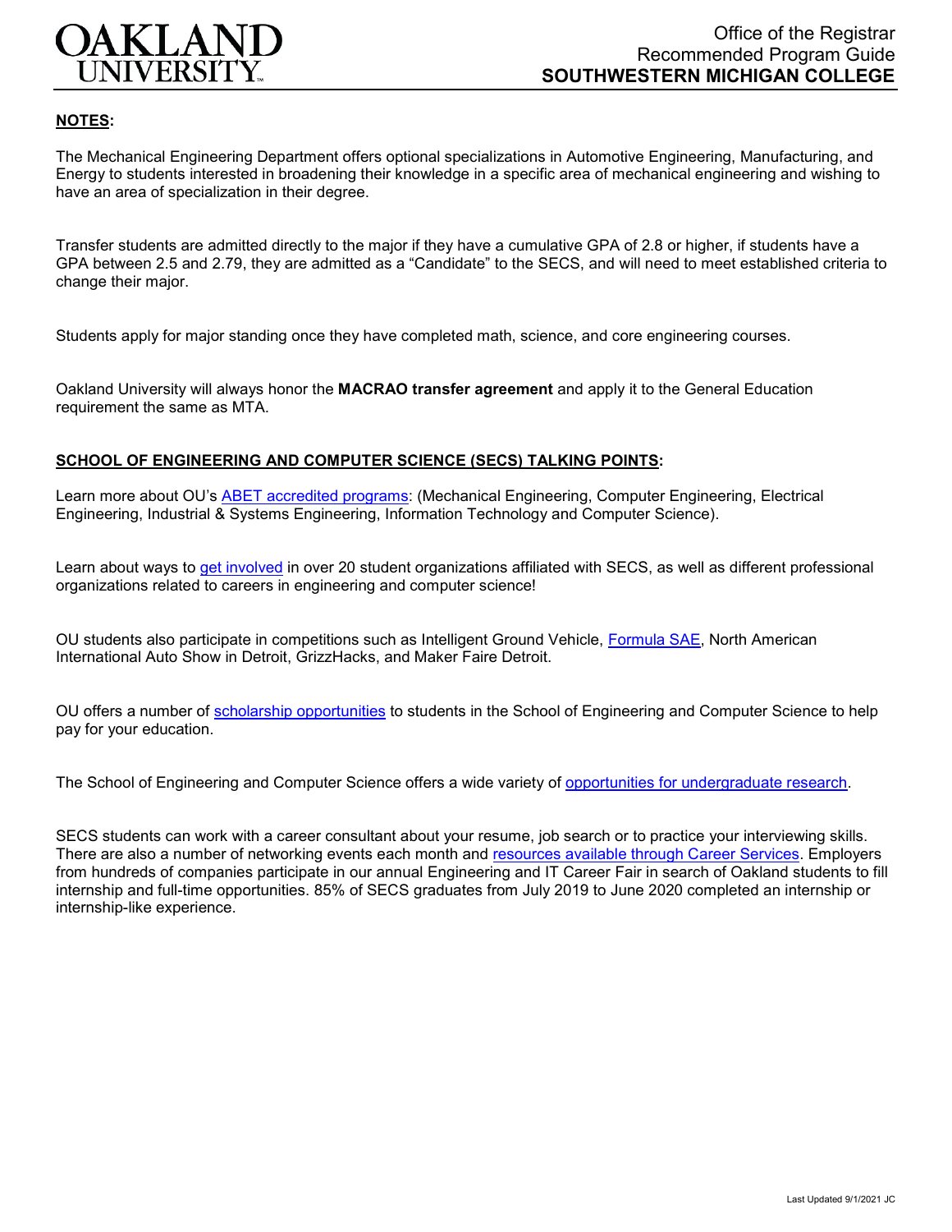**NOTES:**

The Mechanical Engineering Department offers optional specializations in Automotive Engineering, Manufacturing, and Energy to students interested in broadening their knowledge in a specific area of mechanical engineering and wishing to have an area of specialization in their degree.

Transfer students are admitted directly to the major if they have a cumulative GPA of 2.8 or higher, if students have a GPA between 2.5 and 2.79, they are admitted as a "Candidate" to the SECS, and will need to meet established criteria to change their major.

Students apply for major standing once they have completed math, science, and core engineering courses.

Oakland University will always honor the **MACRAO transfer agreement** and apply it to the General Education requirement the same as MTA.

**SCHOOL OF ENGINEERING AND COMPUTER SCIENCE (SECS) TALKING POINTS:**

Learn more about OU's ABET accredited programs: (Mechanical Engineering, Computer Engineering, Electrical Engineering, Industrial & Systems Engineering, Information Technology and Computer Science).

Learn about ways to get involved in over 20 student organizations affiliated with SECS, as well as different professional organizations related to careers in engineering and computer science!

OU students also participate in competitions such as Intelligent Ground Vehicle, Formula SAE, North American International Auto Show in Detroit, GrizzHacks, and Maker Faire Detroit.

OU offers a number of scholarship opportunities to students in the School of Engineering and Computer Science to help pay for your education.

The School of Engineering and Computer Science offers a wide variety of opportunities for undergraduate research.

SECS students can work with a career consultant about your resume, job search or to practice your interviewing skills. There are also a number of networking events each month and resources available through Career Services. Employers from hundreds of companies participate in our annual Engineering and IT Career Fair in search of Oakland students to fill internship and full-time opportunities. 85% of SECS graduates from July 2019 to June 2020 completed an internship or internship-like experience.

Last Updated 9/1/2021 JC